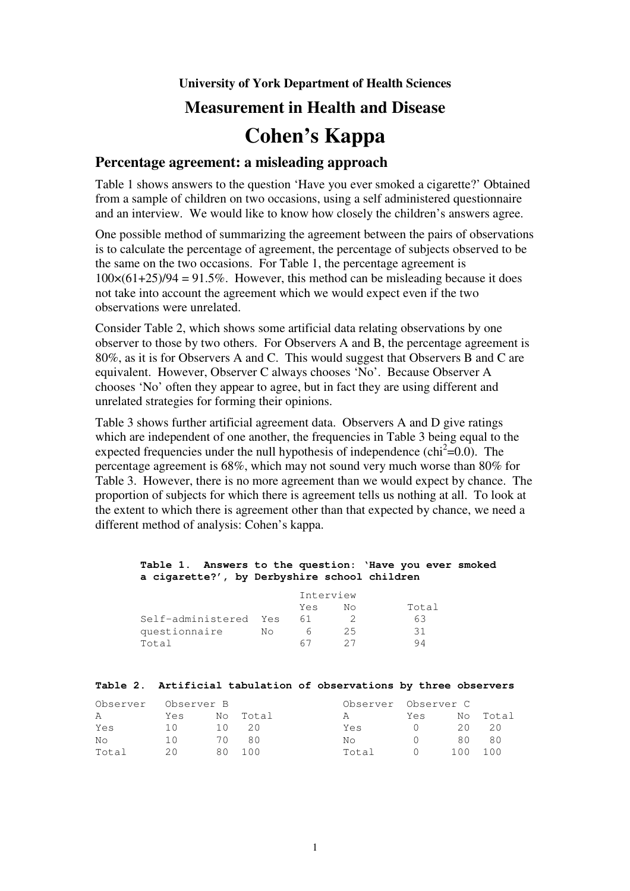**University of York Department of Health Sciences**

## Measurement in Health and Disease

# Cohen's Kappa

### Percentage agreement: a misleading approach

Table 1 shows answers to the question 'Have you ever smoked a cigarette?' Obtained from a sample of children on two occasions, using a self administered questionnaire and an interview. We would like to know how closely the children's answers agree.

One possible method of summarizing the agreement between the pairs of observations is to calculate the percentage of agreement, the percentage of subjects observed to be the same on the two occasions. For Table 1, the percentage agreement is $100\times(61+25)/94 = 91.5\%$. However, this method can be misleading because it does not take into account the agreement which we would expect even if the two observations were unrelated.

Consider Table 2, which shows some artificial data relating observations by one observer to those by two others. For Observers A and B, the percentage agreement is 80%, as it is for Observers A and C. This would suggest that Observers B and C are equivalent. However, Observer C always chooses 'No'. Because Observer A chooses 'No' often they appear to agree, but in fact they are using different and unrelated strategies for forming their opinions.

Table 3 shows further artificial agreement data. Observers A and D give ratings which are independent of one another, the frequencies in Table 3 being equal to the expected frequencies under the null hypothesis of independence ($\text{chi}^2=0.0$). The percentage agreement is 68%, which may not sound very much worse than 80% for Table 3. However, there is no more agreement than we would expect by chance. The proportion of subjects for which there is agreement tells us nothing at all. To look at the extent to which there is agreement other than that expected by chance, we need a different method of analysis: Cohen's kappa.

**Table 1. Answers to the question: 'Have you ever smoked a cigarette?', by Derbyshire school children**

| | | Interview | | |
|---|---|---|---|---|
| | | Yes | No | Total |
| Self-administered questionnaire | Yes | 61 | 2 | 63 |
| | No | 6 | 25 | 31 |
| Total | | 67 | 27 | 94 |

**Table 2. Artificial tabulation of observations by three observers**

| Observer A | Observer B Yes | No | Total |
|---|---|---|---|
| Yes | 10 | 10 | 20 |
| No | 10 | 70 | 80 |
| Total | 20 | 80 | 100 |

| Observer A | Observer C Yes | No | Total |
|---|---|---|---|
| Yes | 0 | 20 | 20 |
| No | 0 | 80 | 80 |
| Total | 0 | 100 | 100 |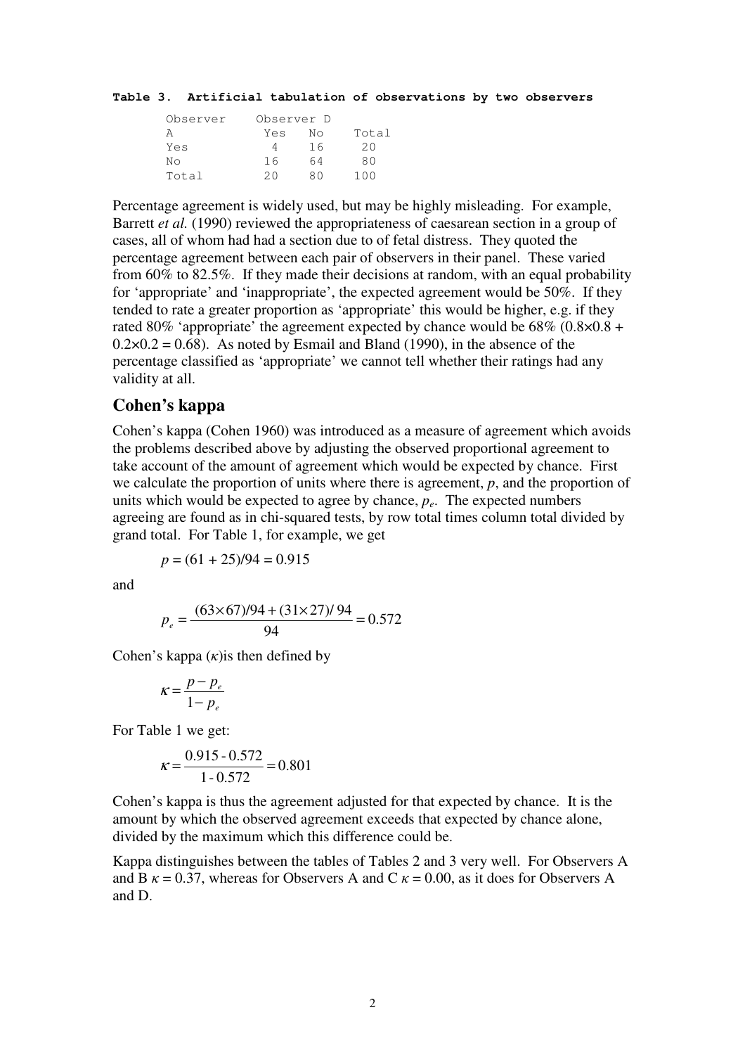**Table 3. Artificial tabulation of observations by two observers**

| Observer A | Observer D Yes | No | Total |
|---|---|---|---|
| Yes | 4 | 16 | 20 |
| No | 16 | 64 | 80 |
| Total | 20 | 80 | 100 |

Percentage agreement is widely used, but may be highly misleading. For example, Barrett *et al.* (1990) reviewed the appropriateness of caesarean section in a group of cases, all of whom had had a section due to of fetal distress. They quoted the percentage agreement between each pair of observers in their panel. These varied from 60% to 82.5%. If they made their decisions at random, with an equal probability for 'appropriate' and 'inappropriate', the expected agreement would be 50%. If they tended to rate a greater proportion as 'appropriate' this would be higher, e.g. if they rated 80% 'appropriate' the agreement expected by chance would be 68% ($0.8\times0.8 + 0.2\times0.2 = 0.68$). As noted by Esmail and Bland (1990), in the absence of the percentage classified as 'appropriate' we cannot tell whether their ratings had any validity at all.

## Cohen's kappa

Cohen's kappa (Cohen 1960) was introduced as a measure of agreement which avoids the problems described above by adjusting the observed proportional agreement to take account of the amount of agreement which would be expected by chance. First we calculate the proportion of units where there is agreement, $p$, and the proportion of units which would be expected to agree by chance, $p_e$. The expected numbers agreeing are found as in chi-squared tests, by row total times column total divided by grand total. For Table 1, for example, we get

$$p = (61 + 25)/94 = 0.915$$

and

$$p_e = \frac{(63\times67)/94 + (31\times27)/94}{94} = 0.572$$

Cohen's kappa ($\kappa$)is then defined by

$$\kappa = \frac{p - p_e}{1 - p_e}$$

For Table 1 we get:

$$\kappa = \frac{0.915 - 0.572}{1 - 0.572} = 0.801$$

Cohen's kappa is thus the agreement adjusted for that expected by chance. It is the amount by which the observed agreement exceeds that expected by chance alone, divided by the maximum which this difference could be.

Kappa distinguishes between the tables of Tables 2 and 3 very well. For Observers A and B $\kappa = 0.37$, whereas for Observers A and C $\kappa = 0.00$, as it does for Observers A and D.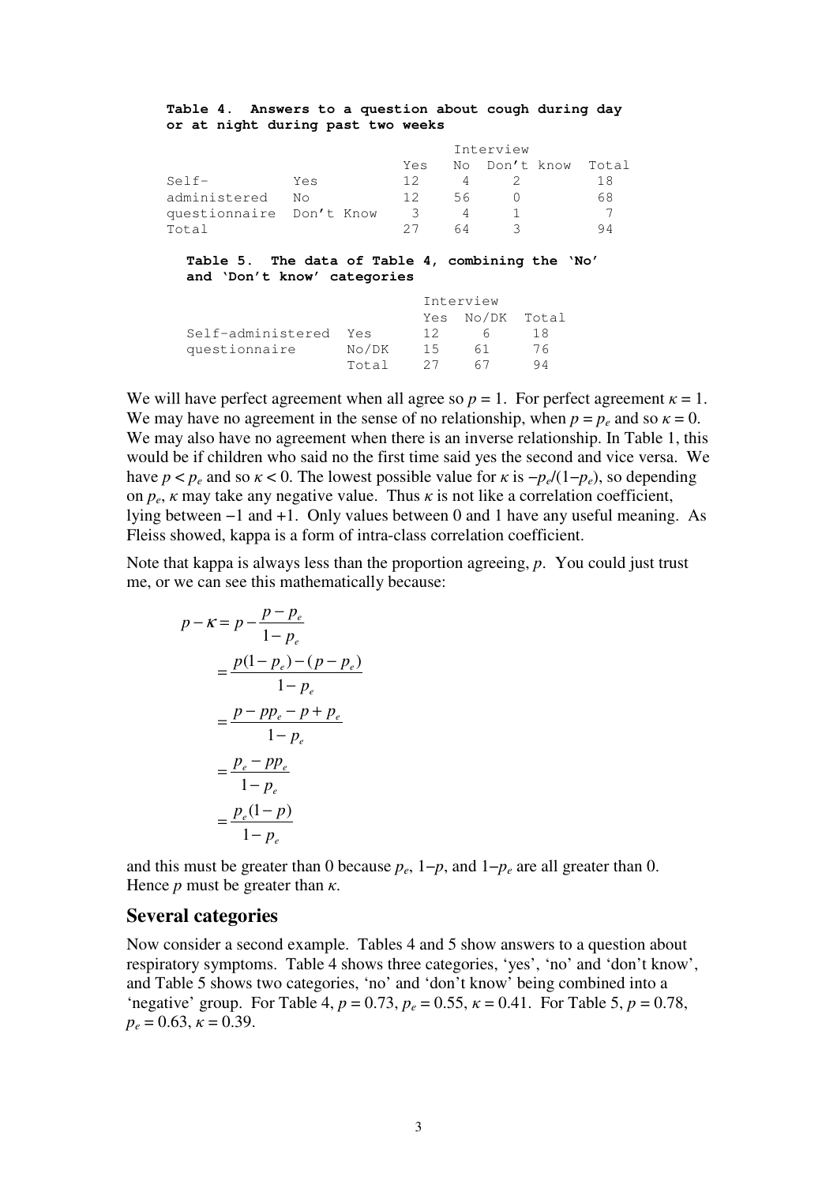**Table 4. Answers to a question about cough during day or at night during past two weeks**

| | | Interview | | | |
|---|---|---|---|---|---|
| | | Yes | No | Don't know | Total |
| Self-administered questionnaire | Yes | 12 | 4 | 2 | 18 |
| | No | 12 | 56 | 0 | 68 |
| | Don't Know | 3 | 4 | 1 | 7 |
| Total | | 27 | 64 | 3 | 94 |

**Table 5. The data of Table 4, combining the 'No' and 'Don't know' categories**

| | | Interview | | |
|---|---|---|---|---|
| | | Yes | No/DK | Total |
| Self-administered questionnaire | Yes | 12 | 6 | 18 |
| | No/DK | 15 | 61 | 76 |
| | Total | 27 | 67 | 94 |

We will have perfect agreement when all agree so $p = 1$. For perfect agreement $\kappa = 1$. We may have no agreement in the sense of no relationship, when $p = p_e$ and so $\kappa = 0$. We may also have no agreement when there is an inverse relationship. In Table 1, this would be if children who said no the first time said yes the second and vice versa. We have $p < p_e$ and so $\kappa < 0$. The lowest possible value for $\kappa$ is $-p_e/(1-p_e)$, so depending on $p_e$, $\kappa$ may take any negative value. Thus $\kappa$ is not like a correlation coefficient, lying between $-1$ and $+1$. Only values between 0 and 1 have any useful meaning. As Fleiss showed, kappa is a form of intra-class correlation coefficient.

Note that kappa is always less than the proportion agreeing, $p$. You could just trust me, or we can see this mathematically because:

$$
\begin{aligned}
p - \kappa &= p - \frac{p - p_e}{1 - p_e} \\
&= \frac{p(1-p_e) - (p - p_e)}{1 - p_e} \\
&= \frac{p - pp_e - p + p_e}{1 - p_e} \\
&= \frac{p_e - pp_e}{1 - p_e} \\
&= \frac{p_e(1-p)}{1 - p_e}
\end{aligned}
$$

and this must be greater than 0 because $p_e$, $1-p$, and $1-p_e$ are all greater than 0. Hence $p$ must be greater than $\kappa$.

## Several categories

Now consider a second example. Tables 4 and 5 show answers to a question about respiratory symptoms. Table 4 shows three categories, 'yes', 'no' and 'don't know', and Table 5 shows two categories, 'no' and 'don't know' being combined into a 'negative' group. For Table 4, $p = 0.73$, $p_e = 0.55$, $\kappa = 0.41$. For Table 5, $p = 0.78$, $p_e = 0.63$, $\kappa = 0.39$.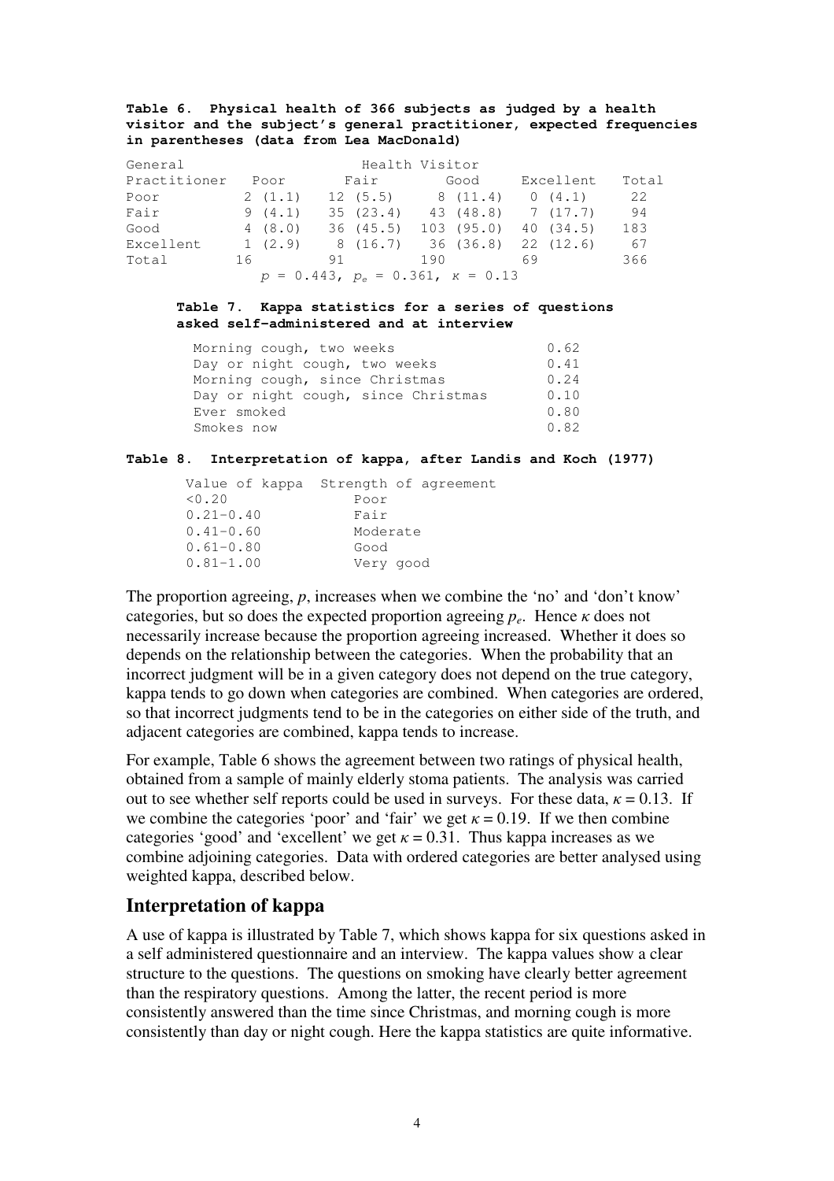**Table 6. Physical health of 366 subjects as judged by a health visitor and the subject's general practitioner, expected frequencies in parentheses (data from Lea MacDonald)**

| General Practitioner | Health Visitor: Poor | Fair | Good | Excellent | Total |
|---|---|---|---|---|---|
| Poor | 2 (1.1) | 12 (5.5) | 8 (11.4) | 0 (4.1) | 22 |
| Fair | 9 (4.1) | 35 (23.4) | 43 (48.8) | 7 (17.7) | 94 |
| Good | 4 (8.0) | 36 (45.5) | 103 (95.0) | 40 (34.5) | 183 |
| Excellent | 1 (2.9) | 8 (16.7) | 36 (36.8) | 22 (12.6) | 67 |
| Total | 16 | 91 | 190 | 69 | 366 |

$p = 0.443$, $p_e = 0.361$, $\kappa = 0.13$

**Table 7. Kappa statistics for a series of questions asked self-administered and at interview**

| Question | Kappa |
|---|---|
| Morning cough, two weeks | 0.62 |
| Day or night cough, two weeks | 0.41 |
| Morning cough, since Christmas | 0.24 |
| Day or night cough, since Christmas | 0.10 |
| Ever smoked | 0.80 |
| Smokes now | 0.82 |

**Table 8. Interpretation of kappa, after Landis and Koch (1977)**

| Value of kappa | Strength of agreement |
|---|---|
| <0.20 | Poor |
| 0.21–0.40 | Fair |
| 0.41–0.60 | Moderate |
| 0.61–0.80 | Good |
| 0.81–1.00 | Very good |

The proportion agreeing, $p$, increases when we combine the 'no' and 'don't know' categories, but so does the expected proportion agreeing $p_e$. Hence $\kappa$ does not necessarily increase because the proportion agreeing increased. Whether it does so depends on the relationship between the categories. When the probability that an incorrect judgment will be in a given category does not depend on the true category, kappa tends to go down when categories are combined. When categories are ordered, so that incorrect judgments tend to be in the categories on either side of the truth, and adjacent categories are combined, kappa tends to increase.

For example, Table 6 shows the agreement between two ratings of physical health, obtained from a sample of mainly elderly stoma patients. The analysis was carried out to see whether self reports could be used in surveys. For these data, $\kappa = 0.13$. If we combine the categories 'poor' and 'fair' we get $\kappa = 0.19$. If we then combine categories 'good' and 'excellent' we get $\kappa = 0.31$. Thus kappa increases as we combine adjoining categories. Data with ordered categories are better analysed using weighted kappa, described below.

## Interpretation of kappa

A use of kappa is illustrated by Table 7, which shows kappa for six questions asked in a self administered questionnaire and an interview. The kappa values show a clear structure to the questions. The questions on smoking have clearly better agreement than the respiratory questions. Among the latter, the recent period is more consistently answered than the time since Christmas, and morning cough is more consistently than day or night cough. Here the kappa statistics are quite informative.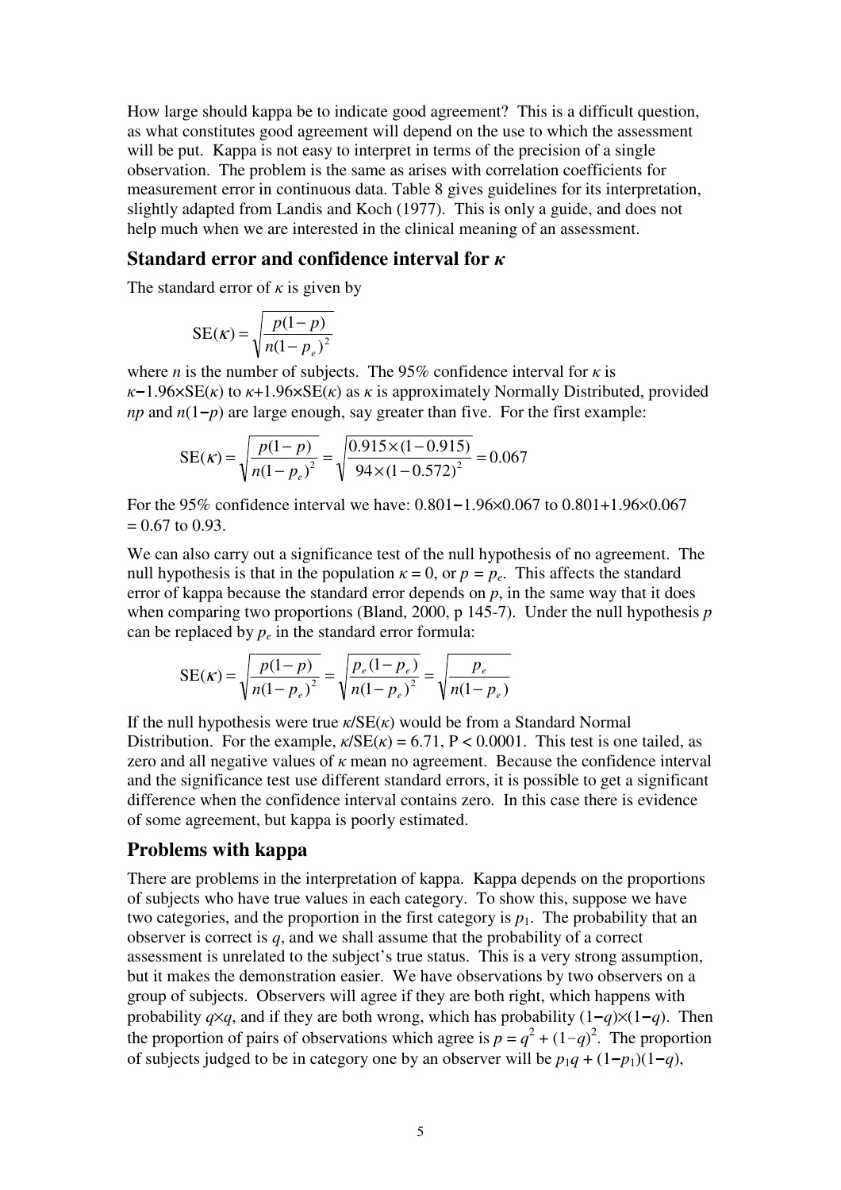How large should kappa be to indicate good agreement? This is a difficult question, as what constitutes good agreement will depend on the use to which the assessment will be put. Kappa is not easy to interpret in terms of the precision of a single observation. The problem is the same as arises with correlation coefficients for measurement error in continuous data. Table 8 gives guidelines for its interpretation, slightly adapted from Landis and Koch (1977). This is only a guide, and does not help much when we are interested in the clinical meaning of an assessment.

## Standard error and confidence interval for $\kappa$

The standard error of $\kappa$ is given by

$$\text{SE}(\kappa) = \sqrt{\frac{p(1-p)}{n(1-p_e)^2}}$$

where $n$ is the number of subjects. The 95% confidence interval for $\kappa$ is $\kappa - 1.96 \times \text{SE}(\kappa)$ to $\kappa + 1.96 \times \text{SE}(\kappa)$ as $\kappa$ is approximately Normally Distributed, provided $np$ and $n(1-p)$ are large enough, say greater than five. For the first example:

$$\text{SE}(\kappa) = \sqrt{\frac{p(1-p)}{n(1-p_e)^2}} = \sqrt{\frac{0.915 \times (1-0.915)}{94 \times (1-0.572)^2}} = 0.067$$

For the 95% confidence interval we have: $0.801 - 1.96 \times 0.067$ to $0.801 + 1.96 \times 0.067$ = 0.67 to 0.93.

We can also carry out a significance test of the null hypothesis of no agreement. The null hypothesis is that in the population $\kappa = 0$, or $p = p_e$. This affects the standard error of kappa because the standard error depends on $p$, in the same way that it does when comparing two proportions (Bland, 2000, p 145-7). Under the null hypothesis $p$ can be replaced by $p_e$ in the standard error formula:

$$\text{SE}(\kappa) = \sqrt{\frac{p(1-p)}{n(1-p_e)^2}} = \sqrt{\frac{p_e(1-p_e)}{n(1-p_e)^2}} = \sqrt{\frac{p_e}{n(1-p_e)}}$$

If the null hypothesis were true $\kappa/\text{SE}(\kappa)$ would be from a Standard Normal Distribution. For the example, $\kappa/\text{SE}(\kappa) = 6.71$, $P < 0.0001$. This test is one tailed, as zero and all negative values of $\kappa$ mean no agreement. Because the confidence interval and the significance test use different standard errors, it is possible to get a significant difference when the confidence interval contains zero. In this case there is evidence of some agreement, but kappa is poorly estimated.

## Problems with kappa

There are problems in the interpretation of kappa. Kappa depends on the proportions of subjects who have true values in each category. To show this, suppose we have two categories, and the proportion in the first category is $p_1$. The probability that an observer is correct is $q$, and we shall assume that the probability of a correct assessment is unrelated to the subject's true status. This is a very strong assumption, but it makes the demonstration easier. We have observations by two observers on a group of subjects. Observers will agree if they are both right, which happens with probability $q \times q$, and if they are both wrong, which has probability $(1-q) \times (1-q)$. Then the proportion of pairs of observations which agree is $p = q^2 + (1-q)^2$. The proportion of subjects judged to be in category one by an observer will be $p_1 q + (1-p_1)(1-q)$,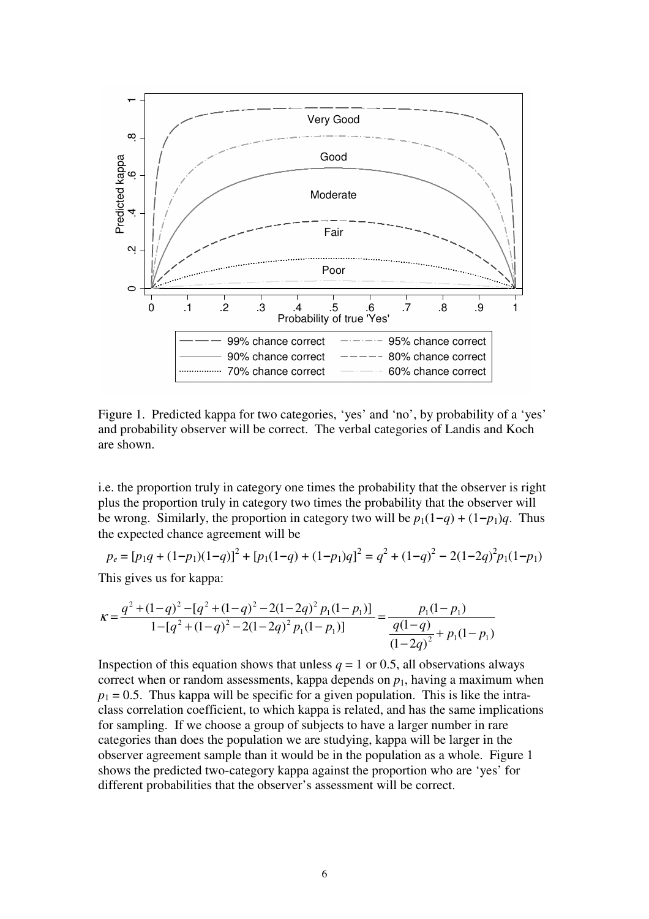Figure 1. Predicted kappa for two categories, 'yes' and 'no', by probability of a 'yes' and probability observer will be correct. The verbal categories of Landis and Koch are shown.

i.e. the proportion truly in category one times the probability that the observer is right plus the proportion truly in category two times the probability that the observer will be wrong. Similarly, the proportion in category two will be $p_1(1-q) + (1-p_1)q$. Thus the expected chance agreement will be

$$p_e = [p_1 q + (1-p_1)(1-q)]^2 + [p_1(1-q) + (1-p_1)q]^2 = q^2 + (1-q)^2 - 2(1-2q)^2 p_1(1-p_1)$$

This gives us for kappa:

$$\kappa = \frac{q^2 + (1-q)^2 - [q^2 + (1-q)^2 - 2(1-2q)^2 p_1(1-p_1)]}{1 - [q^2 + (1-q)^2 - 2(1-2q)^2 p_1(1-p_1)]} = \frac{p_1(1-p_1)}{\dfrac{q(1-q)}{(1-2q)^2} + p_1(1-p_1)}$$

Inspection of this equation shows that unless $q = 1$ or 0.5, all observations always correct when or random assessments, kappa depends on $p_1$, having a maximum when $p_1 = 0.5$. Thus kappa will be specific for a given population. This is like the intra-class correlation coefficient, to which kappa is related, and has the same implications for sampling. If we choose a group of subjects to have a larger number in rare categories than does the population we are studying, kappa will be larger in the observer agreement sample than it would be in the population as a whole. Figure 1 shows the predicted two-category kappa against the proportion who are 'yes' for different probabilities that the observer's assessment will be correct.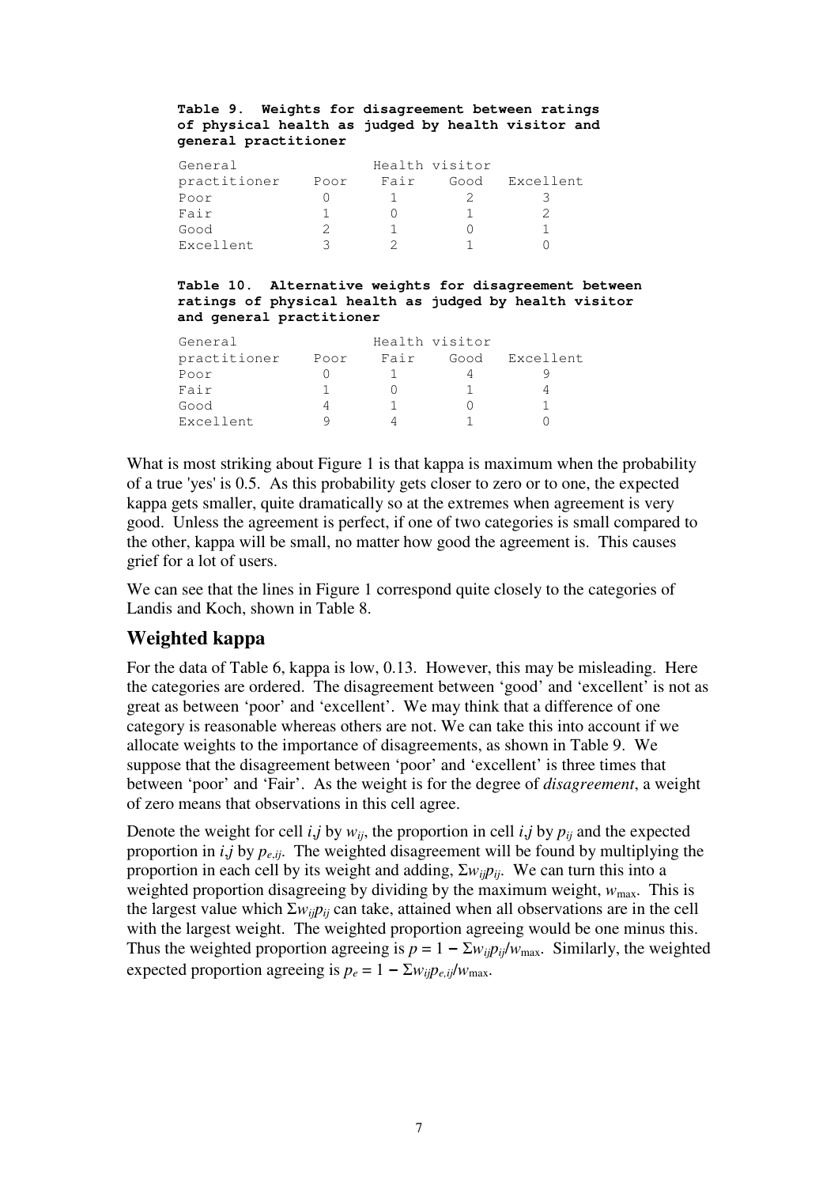**Table 9. Weights for disagreement between ratings of physical health as judged by health visitor and general practitioner**

| General practitioner | Health visitor Poor | Fair | Good | Excellent |
|---|---|---|---|---|
| Poor | 0 | 1 | 2 | 3 |
| Fair | 1 | 0 | 1 | 2 |
| Good | 2 | 1 | 0 | 1 |
| Excellent | 3 | 2 | 1 | 0 |

**Table 10. Alternative weights for disagreement between ratings of physical health as judged by health visitor and general practitioner**

| General practitioner | Health visitor Poor | Fair | Good | Excellent |
|---|---|---|---|---|
| Poor | 0 | 1 | 4 | 9 |
| Fair | 1 | 0 | 1 | 4 |
| Good | 4 | 1 | 0 | 1 |
| Excellent | 9 | 4 | 1 | 0 |

What is most striking about Figure 1 is that kappa is maximum when the probability of a true 'yes' is 0.5. As this probability gets closer to zero or to one, the expected kappa gets smaller, quite dramatically so at the extremes when agreement is very good. Unless the agreement is perfect, if one of two categories is small compared to the other, kappa will be small, no matter how good the agreement is. This causes grief for a lot of users.

We can see that the lines in Figure 1 correspond quite closely to the categories of Landis and Koch, shown in Table 8.

## Weighted kappa

For the data of Table 6, kappa is low, 0.13. However, this may be misleading. Here the categories are ordered. The disagreement between 'good' and 'excellent' is not as great as between 'poor' and 'excellent'. We may think that a difference of one category is reasonable whereas others are not. We can take this into account if we allocate weights to the importance of disagreements, as shown in Table 9. We suppose that the disagreement between 'poor' and 'excellent' is three times that between 'poor' and 'Fair'. As the weight is for the degree of *disagreement*, a weight of zero means that observations in this cell agree.

Denote the weight for cell $i,j$ by $w_{ij}$, the proportion in cell $i,j$ by $p_{ij}$ and the expected proportion in $i,j$ by $p_{e,ij}$. The weighted disagreement will be found by multiplying the proportion in each cell by its weight and adding, $\Sigma w_{ij}p_{ij}$. We can turn this into a weighted proportion disagreeing by dividing by the maximum weight, $w_{\max}$. This is the largest value which $\Sigma w_{ij}p_{ij}$ can take, attained when all observations are in the cell with the largest weight. The weighted proportion agreeing would be one minus this. Thus the weighted proportion agreeing is $p = 1 - \Sigma w_{ij}p_{ij}/w_{\max}$. Similarly, the weighted expected proportion agreeing is $p_e = 1 - \Sigma w_{ij}p_{e,ij}/w_{\max}$.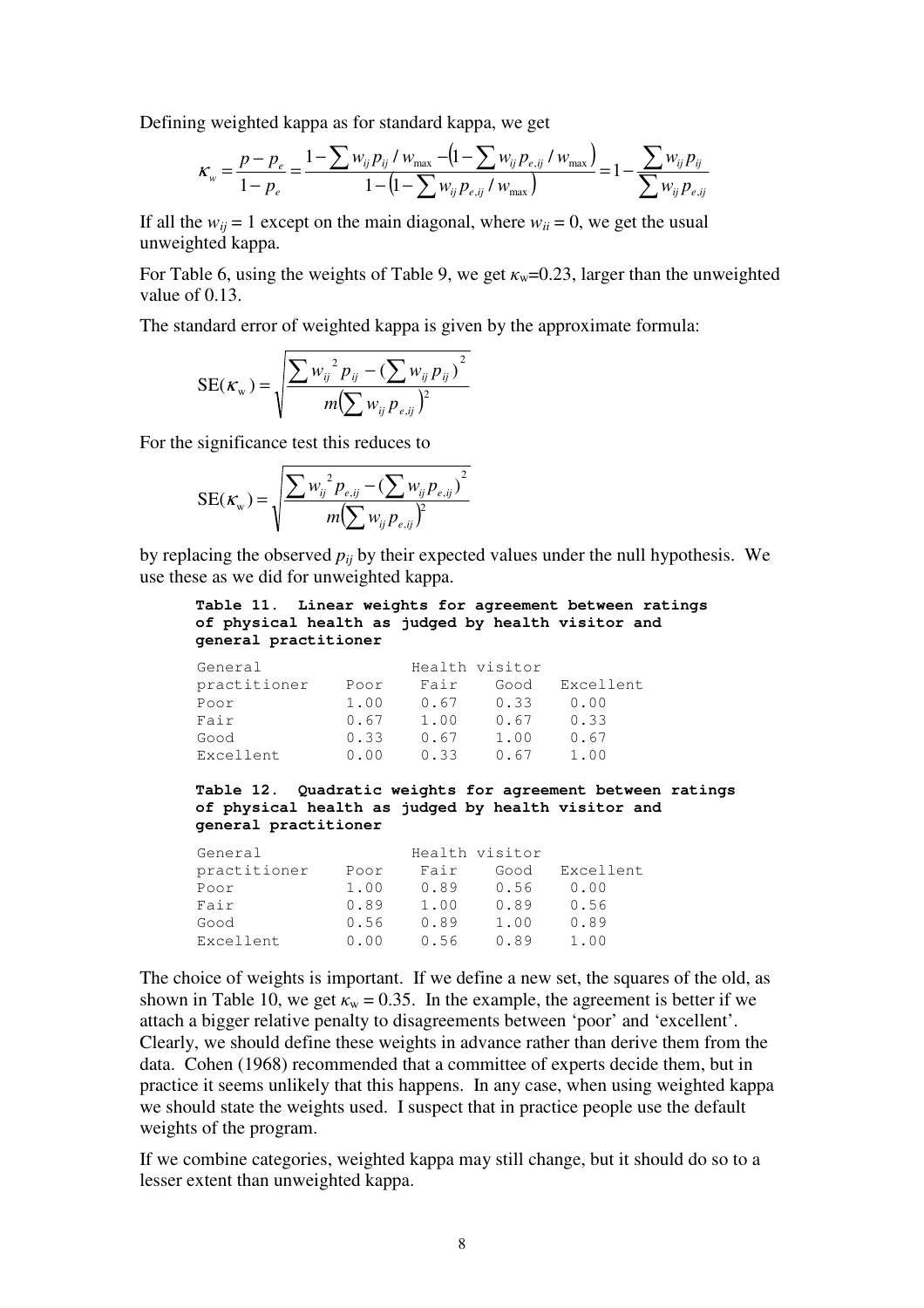Defining weighted kappa as for standard kappa, we get

$$\kappa_w = \frac{p - p_e}{1 - p_e} = \frac{1 - \sum w_{ij} p_{ij} / w_{\max} - \left(1 - \sum w_{ij} p_{e,ij} / w_{\max}\right)}{1 - \left(1 - \sum w_{ij} p_{e,ij} / w_{\max}\right)} = 1 - \frac{\sum w_{ij} p_{ij}}{\sum w_{ij} p_{e,ij}}$$

If all the $w_{ij} = 1$ except on the main diagonal, where $w_{ii} = 0$, we get the usual unweighted kappa.

For Table 6, using the weights of Table 9, we get $\kappa_w$=0.23, larger than the unweighted value of 0.13.

The standard error of weighted kappa is given by the approximate formula:

$$\mathrm{SE}(\kappa_w) = \sqrt{\frac{\sum w_{ij}^2 p_{ij} - \left(\sum w_{ij} p_{ij}\right)^2}{m\left(\sum w_{ij} p_{e,ij}\right)^2}}$$

For the significance test this reduces to

$$\mathrm{SE}(\kappa_w) = \sqrt{\frac{\sum w_{ij}^2 p_{e,ij} - \left(\sum w_{ij} p_{e,ij}\right)^2}{m\left(\sum w_{ij} p_{e,ij}\right)^2}}$$

by replacing the observed $p_{ij}$ by their expected values under the null hypothesis. We use these as we did for unweighted kappa.

**Table 11. Linear weights for agreement between ratings of physical health as judged by health visitor and general practitioner**

| General practitioner | Health visitor: Poor | Fair | Good | Excellent |
|---|---|---|---|---|
| Poor | 1.00 | 0.67 | 0.33 | 0.00 |
| Fair | 0.67 | 1.00 | 0.67 | 0.33 |
| Good | 0.33 | 0.67 | 1.00 | 0.67 |
| Excellent | 0.00 | 0.33 | 0.67 | 1.00 |

**Table 12. Quadratic weights for agreement between ratings of physical health as judged by health visitor and general practitioner**

| General practitioner | Health visitor: Poor | Fair | Good | Excellent |
|---|---|---|---|---|
| Poor | 1.00 | 0.89 | 0.56 | 0.00 |
| Fair | 0.89 | 1.00 | 0.89 | 0.56 |
| Good | 0.56 | 0.89 | 1.00 | 0.89 |
| Excellent | 0.00 | 0.56 | 0.89 | 1.00 |

The choice of weights is important. If we define a new set, the squares of the old, as shown in Table 10, we get $\kappa_w = 0.35$. In the example, the agreement is better if we attach a bigger relative penalty to disagreements between 'poor' and 'excellent'. Clearly, we should define these weights in advance rather than derive them from the data. Cohen (1968) recommended that a committee of experts decide them, but in practice it seems unlikely that this happens. In any case, when using weighted kappa we should state the weights used. I suspect that in practice people use the default weights of the program.

If we combine categories, weighted kappa may still change, but it should do so to a lesser extent than unweighted kappa.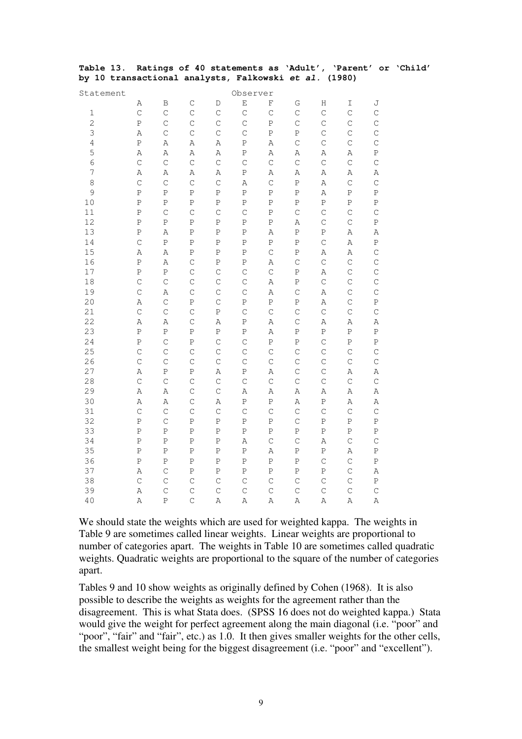**Table 13. Ratings of 40 statements as 'Adult', 'Parent' or 'Child' by 10 transactional analysts, Falkowski *et al.* (1980)**

| Statement | Observer | | | | | | | | | |
|---|---|---|---|---|---|---|---|---|---|---|
| | A | B | C | D | E | F | G | H | I | J |
| 1 | C | C | C | C | C | C | C | C | C | C |
| 2 | P | C | C | C | C | P | C | C | C | C |
| 3 | A | C | C | C | C | P | P | C | C | C |
| 4 | P | A | A | A | P | A | C | C | C | C |
| 5 | A | A | A | A | P | A | A | A | A | P |
| 6 | C | C | C | C | C | C | C | C | C | C |
| 7 | A | A | A | A | P | A | A | A | A | A |
| 8 | C | C | C | C | A | C | P | A | C | C |
| 9 | P | P | P | P | P | P | P | A | P | P |
| 10 | P | P | P | P | P | P | P | P | P | P |
| 11 | P | C | C | C | C | P | C | C | C | C |
| 12 | P | P | P | P | P | P | A | C | C | P |
| 13 | P | A | P | P | P | A | P | P | A | A |
| 14 | C | P | P | P | P | P | P | C | A | P |
| 15 | A | A | P | P | P | C | P | A | A | C |
| 16 | P | A | C | P | P | A | C | C | C | C |
| 17 | P | P | C | C | C | C | P | A | C | C |
| 18 | C | C | C | C | C | A | P | C | C | C |
| 19 | C | A | C | C | C | A | C | A | C | C |
| 20 | A | C | P | C | P | P | P | A | C | P |
| 21 | C | C | C | P | C | C | C | C | C | C |
| 22 | A | A | C | A | P | A | C | A | A | A |
| 23 | P | P | P | P | P | A | P | P | P | P |
| 24 | P | C | P | C | C | P | P | C | P | P |
| 25 | C | C | C | C | C | C | C | C | C | C |
| 26 | C | C | C | C | C | C | C | C | C | C |
| 27 | A | P | P | A | P | A | C | C | A | A |
| 28 | C | C | C | C | C | C | C | C | C | C |
| 29 | A | A | C | C | A | A | A | A | A | A |
| 30 | A | A | C | A | P | P | A | P | A | A |
| 31 | C | C | C | C | C | C | C | C | C | C |
| 32 | P | C | P | P | P | P | C | P | P | P |
| 33 | P | P | P | P | P | P | P | P | P | P |
| 34 | P | P | P | P | A | C | C | A | C | C |
| 35 | P | P | P | P | P | A | P | P | A | P |
| 36 | P | P | P | P | P | P | P | C | C | P |
| 37 | A | C | P | P | P | P | P | P | C | A |
| 38 | C | C | C | C | C | C | C | C | C | P |
| 39 | A | C | C | C | C | C | C | C | C | C |
| 40 | A | P | C | A | A | A | A | A | A | A |

We should state the weights which are used for weighted kappa. The weights in Table 9 are sometimes called linear weights. Linear weights are proportional to number of categories apart. The weights in Table 10 are sometimes called quadratic weights. Quadratic weights are proportional to the square of the number of categories apart.

Tables 9 and 10 show weights as originally defined by Cohen (1968). It is also possible to describe the weights as weights for the agreement rather than the disagreement. This is what Stata does. (SPSS 16 does not do weighted kappa.) Stata would give the weight for perfect agreement along the main diagonal (i.e. "poor" and "poor", "fair" and "fair", etc.) as 1.0. It then gives smaller weights for the other cells, the smallest weight being for the biggest disagreement (i.e. "poor" and "excellent").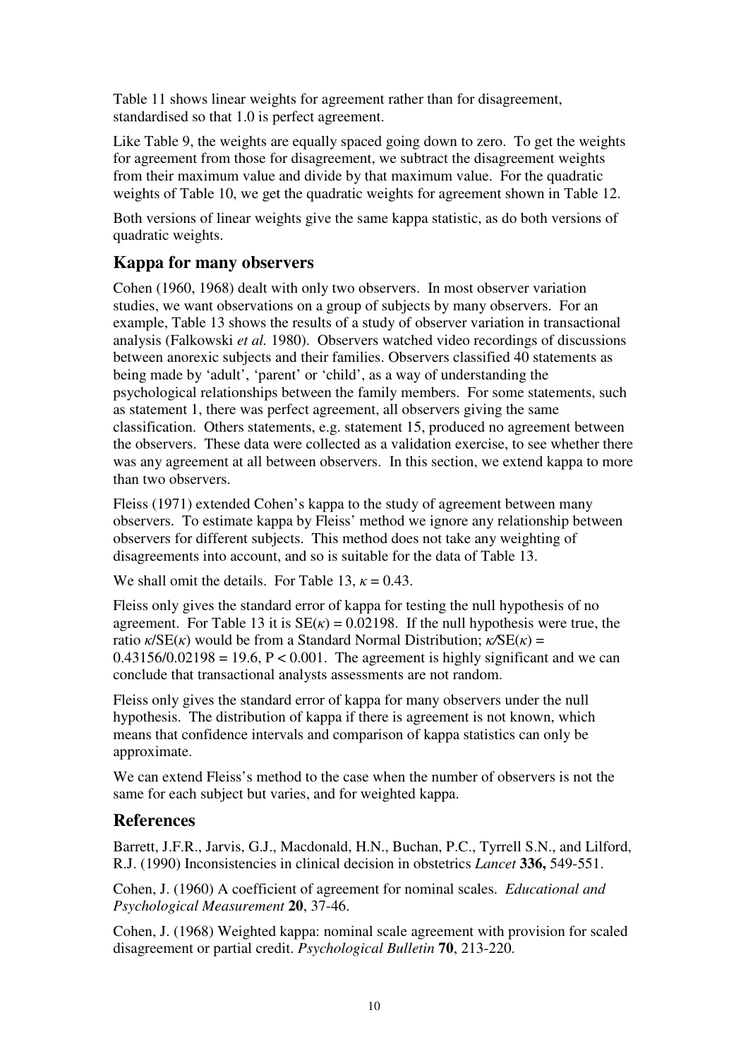Table 11 shows linear weights for agreement rather than for disagreement, standardised so that 1.0 is perfect agreement.

Like Table 9, the weights are equally spaced going down to zero. To get the weights for agreement from those for disagreement, we subtract the disagreement weights from their maximum value and divide by that maximum value. For the quadratic weights of Table 10, we get the quadratic weights for agreement shown in Table 12.

Both versions of linear weights give the same kappa statistic, as do both versions of quadratic weights.

## Kappa for many observers

Cohen (1960, 1968) dealt with only two observers. In most observer variation studies, we want observations on a group of subjects by many observers. For an example, Table 13 shows the results of a study of observer variation in transactional analysis (Falkowski *et al.* 1980). Observers watched video recordings of discussions between anorexic subjects and their families. Observers classified 40 statements as being made by 'adult', 'parent' or 'child', as a way of understanding the psychological relationships between the family members. For some statements, such as statement 1, there was perfect agreement, all observers giving the same classification. Others statements, e.g. statement 15, produced no agreement between the observers. These data were collected as a validation exercise, to see whether there was any agreement at all between observers. In this section, we extend kappa to more than two observers.

Fleiss (1971) extended Cohen's kappa to the study of agreement between many observers. To estimate kappa by Fleiss' method we ignore any relationship between observers for different subjects. This method does not take any weighting of disagreements into account, and so is suitable for the data of Table 13.

We shall omit the details. For Table 13, $\kappa = 0.43$.

Fleiss only gives the standard error of kappa for testing the null hypothesis of no agreement. For Table 13 it is $SE(\kappa) = 0.02198$. If the null hypothesis were true, the ratio $\kappa/SE(\kappa)$ would be from a Standard Normal Distribution; $\kappa/SE(\kappa) = 0.43156/0.02198 = 19.6$, $P < 0.001$. The agreement is highly significant and we can conclude that transactional analysts assessments are not random.

Fleiss only gives the standard error of kappa for many observers under the null hypothesis. The distribution of kappa if there is agreement is not known, which means that confidence intervals and comparison of kappa statistics can only be approximate.

We can extend Fleiss's method to the case when the number of observers is not the same for each subject but varies, and for weighted kappa.

## References

Barrett, J.F.R., Jarvis, G.J., Macdonald, H.N., Buchan, P.C., Tyrrell S.N., and Lilford, R.J. (1990) Inconsistencies in clinical decision in obstetrics *Lancet* **336,** 549-551.

Cohen, J. (1960) A coefficient of agreement for nominal scales. *Educational and Psychological Measurement* **20**, 37-46.

Cohen, J. (1968) Weighted kappa: nominal scale agreement with provision for scaled disagreement or partial credit. *Psychological Bulletin* **70**, 213-220.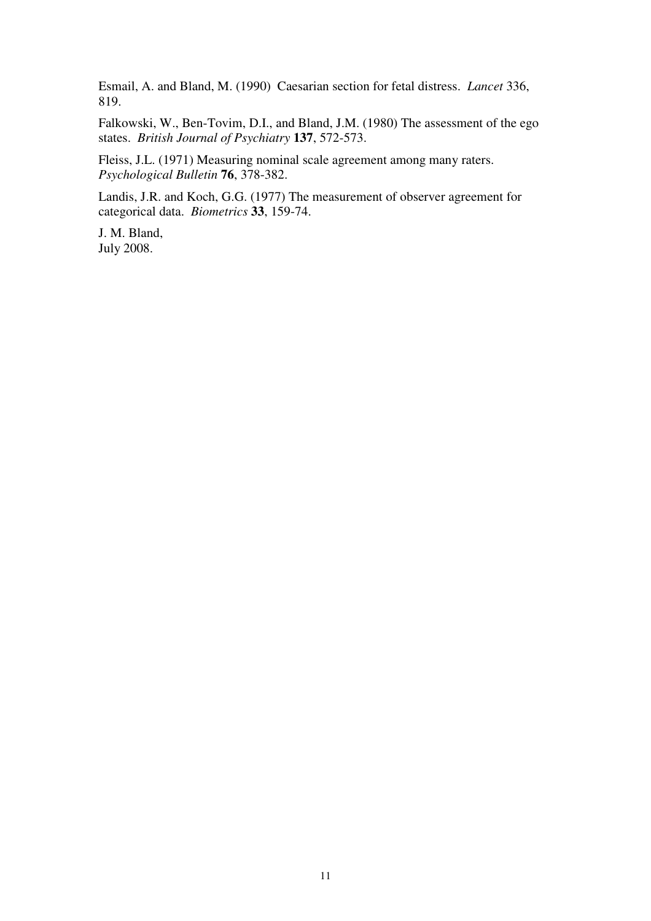Esmail, A. and Bland, M. (1990) Caesarian section for fetal distress. *Lancet* 336, 819.

Falkowski, W., Ben-Tovim, D.I., and Bland, J.M. (1980) The assessment of the ego states. *British Journal of Psychiatry* **137**, 572-573.

Fleiss, J.L. (1971) Measuring nominal scale agreement among many raters. *Psychological Bulletin* **76**, 378-382.

Landis, J.R. and Koch, G.G. (1977) The measurement of observer agreement for categorical data. *Biometrics* **33**, 159-74.

J. M. Bland,
July 2008.